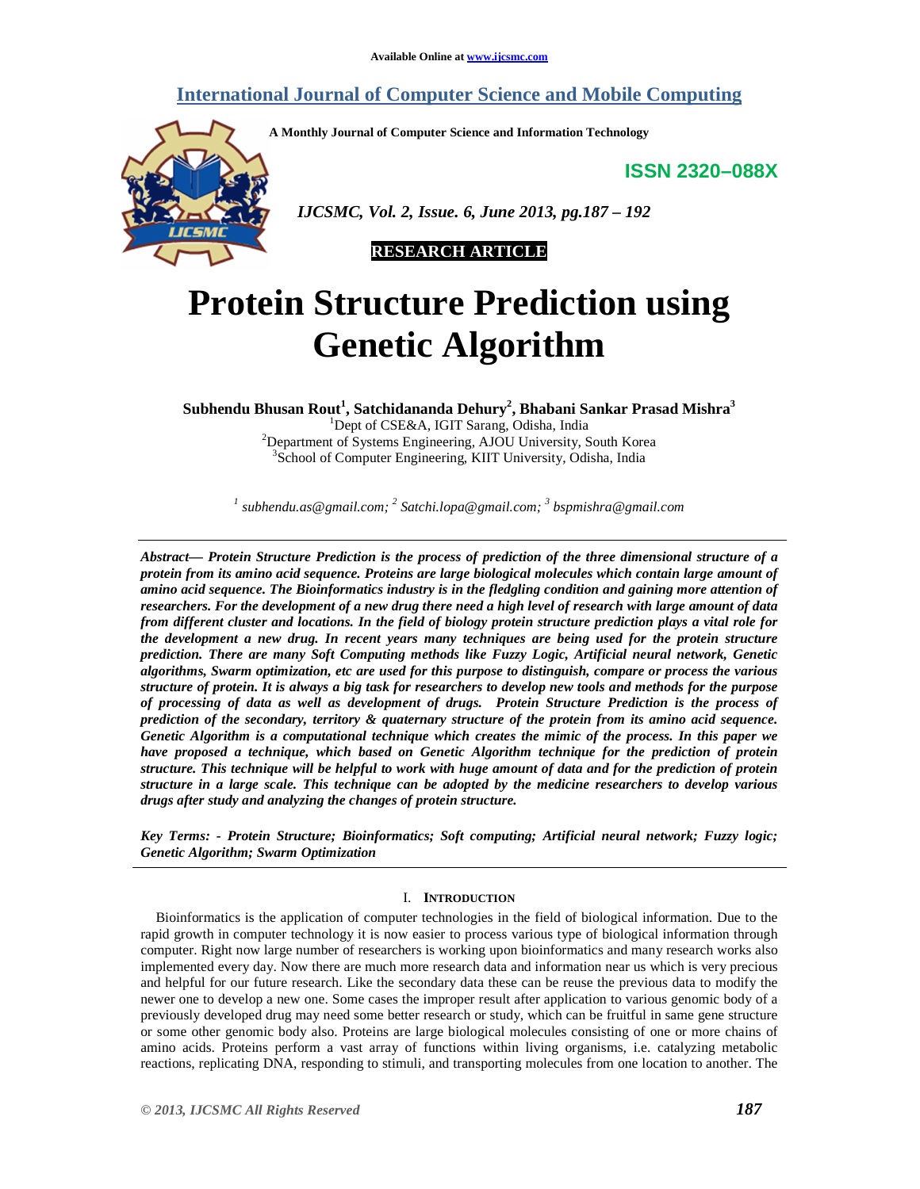Available Online at www.ijcsmc.com

# International Journal of Computer Science and Mobile Computing

A Monthly Journal of Computer Science and Information Technology

ISSN 2320–088X

*IJCSMC, Vol. 2, Issue. 6, June 2013, pg.187 – 192*

**RESEARCH ARTICLE**

# Protein Structure Prediction using Genetic Algorithm

**Subhendu Bhusan Rout[1], Satchidananda Dehury[2], Bhabani Sankar Prasad Mishra[3]**

[1]Dept of CSE&A, IGIT Sarang, Odisha, India
[2]Department of Systems Engineering, AJOU University, South Korea
[3]School of Computer Engineering, KIIT University, Odisha, India

*[1] subhendu.as@gmail.com; [2] Satchi.lopa@gmail.com; [3] bspmishra@gmail.com*

***Abstract— Protein Structure Prediction is the process of prediction of the three dimensional structure of a protein from its amino acid sequence. Proteins are large biological molecules which contain large amount of amino acid sequence. The Bioinformatics industry is in the fledgling condition and gaining more attention of researchers. For the development of a new drug there need a high level of research with large amount of data from different cluster and locations. In the field of biology protein structure prediction plays a vital role for the development a new drug. In recent years many techniques are being used for the protein structure prediction. There are many Soft Computing methods like Fuzzy Logic, Artificial neural network, Genetic algorithms, Swarm optimization, etc are used for this purpose to distinguish, compare or process the various structure of protein. It is always a big task for researchers to develop new tools and methods for the purpose of processing of data as well as development of drugs. Protein Structure Prediction is the process of prediction of the secondary, territory & quaternary structure of the protein from its amino acid sequence. Genetic Algorithm is a computational technique which creates the mimic of the process. In this paper we have proposed a technique, which based on Genetic Algorithm technique for the prediction of protein structure. This technique will be helpful to work with huge amount of data and for the prediction of protein structure in a large scale. This technique can be adopted by the medicine researchers to develop various drugs after study and analyzing the changes of protein structure.***

***Key Terms: - Protein Structure; Bioinformatics; Soft computing; Artificial neural network; Fuzzy logic; Genetic Algorithm; Swarm Optimization***

## I. Introduction

Bioinformatics is the application of computer technologies in the field of biological information. Due to the rapid growth in computer technology it is now easier to process various type of biological information through computer. Right now large number of researchers is working upon bioinformatics and many research works also implemented every day. Now there are much more research data and information near us which is very precious and helpful for our future research. Like the secondary data these can be reuse the previous data to modify the newer one to develop a new one. Some cases the improper result after application to various genomic body of a previously developed drug may need some better research or study, which can be fruitful in same gene structure or some other genomic body also. Proteins are large biological molecules consisting of one or more chains of amino acids. Proteins perform a vast array of functions within living organisms, i.e. catalyzing metabolic reactions, replicating DNA, responding to stimuli, and transporting molecules from one location to another. The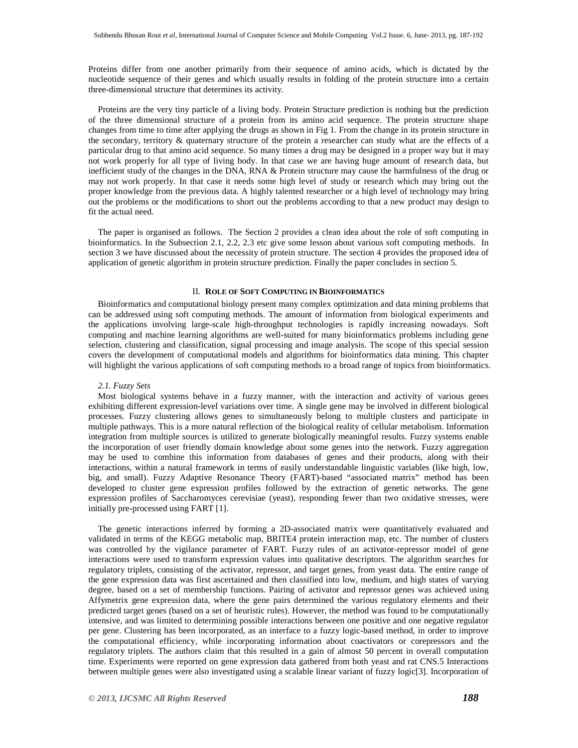Proteins differ from one another primarily from their sequence of amino acids, which is dictated by the nucleotide sequence of their genes and which usually results in folding of the protein structure into a certain three-dimensional structure that determines its activity.

Proteins are the very tiny particle of a living body. Protein Structure prediction is nothing but the prediction of the three dimensional structure of a protein from its amino acid sequence. The protein structure shape changes from time to time after applying the drugs as shown in Fig 1. From the change in its protein structure in the secondary, territory & quaternary structure of the protein a researcher can study what are the effects of a particular drug to that amino acid sequence. So many times a drug may be designed in a proper way but it may not work properly for all type of living body. In that case we are having huge amount of research data, but inefficient study of the changes in the DNA, RNA & Protein structure may cause the harmfulness of the drug or may not work properly. In that case it needs some high level of study or research which may bring out the proper knowledge from the previous data. A highly talented researcher or a high level of technology may bring out the problems or the modifications to short out the problems according to that a new product may design to fit the actual need.

The paper is organised as follows. The Section 2 provides a clean idea about the role of soft computing in bioinformatics. In the Subsection 2.1, 2.2, 2.3 etc give some lesson about various soft computing methods. In section 3 we have discussed about the necessity of protein structure. The section 4 provides the proposed idea of application of genetic algorithm in protein structure prediction. Finally the paper concludes in section 5.

## II. ROLE OF SOFT COMPUTING IN BIOINFORMATICS

Bioinformatics and computational biology present many complex optimization and data mining problems that can be addressed using soft computing methods. The amount of information from biological experiments and the applications involving large-scale high-throughput technologies is rapidly increasing nowadays. Soft computing and machine learning algorithms are well-suited for many bioinformatics problems including gene selection, clustering and classification, signal processing and image analysis. The scope of this special session covers the development of computational models and algorithms for bioinformatics data mining. This chapter will highlight the various applications of soft computing methods to a broad range of topics from bioinformatics.

### *2.1. Fuzzy Sets*

Most biological systems behave in a fuzzy manner, with the interaction and activity of various genes exhibiting different expression-level variations over time. A single gene may be involved in different biological processes. Fuzzy clustering allows genes to simultaneously belong to multiple clusters and participate in multiple pathways. This is a more natural reflection of the biological reality of cellular metabolism. Information integration from multiple sources is utilized to generate biologically meaningful results. Fuzzy systems enable the incorporation of user friendly domain knowledge about some genes into the network. Fuzzy aggregation may be used to combine this information from databases of genes and their products, along with their interactions, within a natural framework in terms of easily understandable linguistic variables (like high, low, big, and small). Fuzzy Adaptive Resonance Theory (FART)-based "associated matrix" method has been developed to cluster gene expression profiles followed by the extraction of genetic networks. The gene expression profiles of Saccharomyces cerevisiae (yeast), responding fewer than two oxidative stresses, were initially pre-processed using FART [1].

The genetic interactions inferred by forming a 2D-associated matrix were quantitatively evaluated and validated in terms of the KEGG metabolic map, BRITE4 protein interaction map, etc. The number of clusters was controlled by the vigilance parameter of FART. Fuzzy rules of an activator-repressor model of gene interactions were used to transform expression values into qualitative descriptors. The algorithm searches for regulatory triplets, consisting of the activator, repressor, and target genes, from yeast data. The entire range of the gene expression data was first ascertained and then classified into low, medium, and high states of varying degree, based on a set of membership functions. Pairing of activator and repressor genes was achieved using Affymetrix gene expression data, where the gene pairs determined the various regulatory elements and their predicted target genes (based on a set of heuristic rules). However, the method was found to be computationally intensive, and was limited to determining possible interactions between one positive and one negative regulator per gene. Clustering has been incorporated, as an interface to a fuzzy logic-based method, in order to improve the computational efficiency, while incorporating information about coactivators or corepressors and the regulatory triplets. The authors claim that this resulted in a gain of almost 50 percent in overall computation time. Experiments were reported on gene expression data gathered from both yeast and rat CNS.5 Interactions between multiple genes were also investigated using a scalable linear variant of fuzzy logic[3]. Incorporation of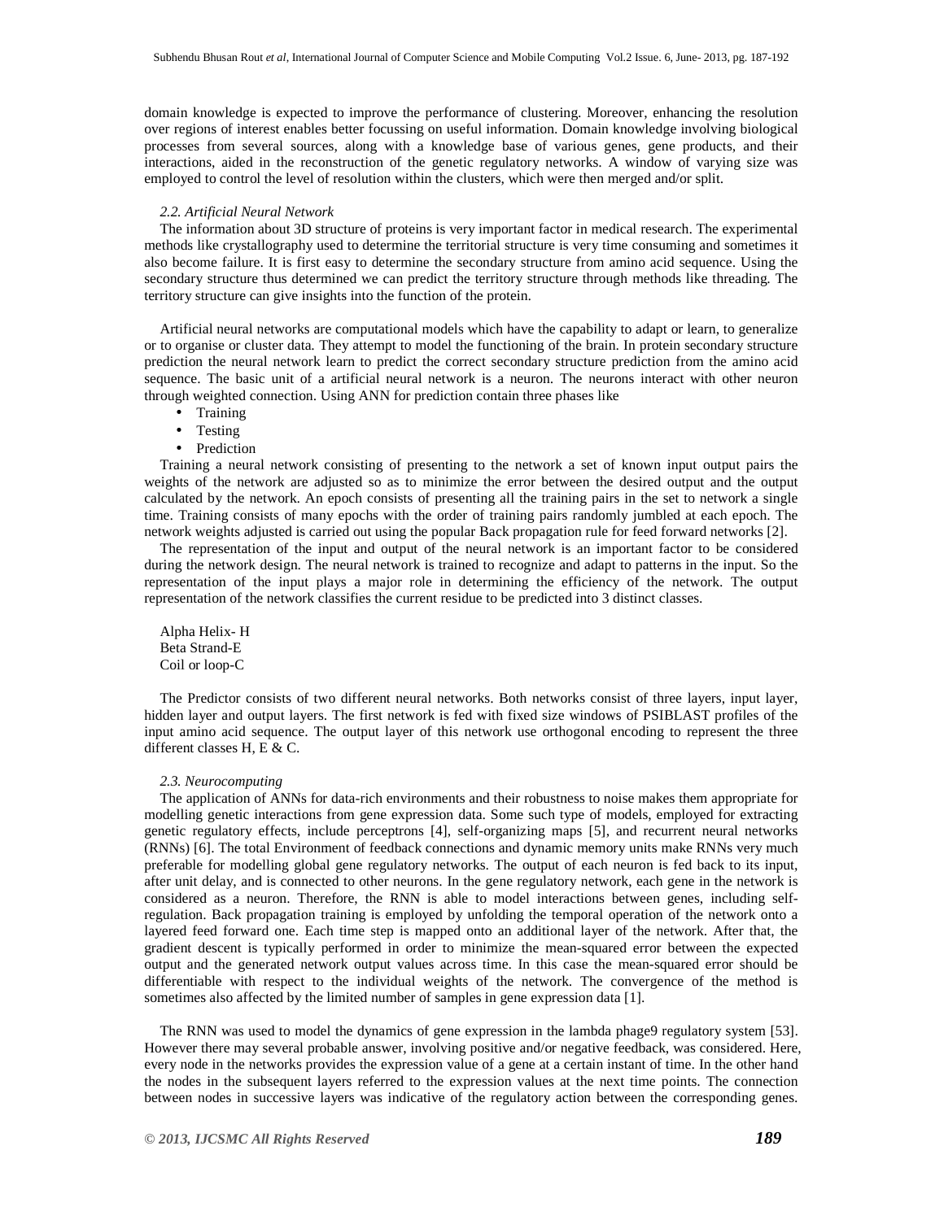domain knowledge is expected to improve the performance of clustering. Moreover, enhancing the resolution over regions of interest enables better focussing on useful information. Domain knowledge involving biological processes from several sources, along with a knowledge base of various genes, gene products, and their interactions, aided in the reconstruction of the genetic regulatory networks. A window of varying size was employed to control the level of resolution within the clusters, which were then merged and/or split.

### *2.2. Artificial Neural Network*

The information about 3D structure of proteins is very important factor in medical research. The experimental methods like crystallography used to determine the territorial structure is very time consuming and sometimes it also become failure. It is first easy to determine the secondary structure from amino acid sequence. Using the secondary structure thus determined we can predict the territory structure through methods like threading. The territory structure can give insights into the function of the protein.

Artificial neural networks are computational models which have the capability to adapt or learn, to generalize or to organise or cluster data. They attempt to model the functioning of the brain. In protein secondary structure prediction the neural network learn to predict the correct secondary structure prediction from the amino acid sequence. The basic unit of a artificial neural network is a neuron. The neurons interact with other neuron through weighted connection. Using ANN for prediction contain three phases like

- Training
- Testing
- Prediction

Training a neural network consisting of presenting to the network a set of known input output pairs the weights of the network are adjusted so as to minimize the error between the desired output and the output calculated by the network. An epoch consists of presenting all the training pairs in the set to network a single time. Training consists of many epochs with the order of training pairs randomly jumbled at each epoch. The network weights adjusted is carried out using the popular Back propagation rule for feed forward networks [2].

The representation of the input and output of the neural network is an important factor to be considered during the network design. The neural network is trained to recognize and adapt to patterns in the input. So the representation of the input plays a major role in determining the efficiency of the network. The output representation of the network classifies the current residue to be predicted into 3 distinct classes.

Alpha Helix- H
Beta Strand-E
Coil or loop-C

The Predictor consists of two different neural networks. Both networks consist of three layers, input layer, hidden layer and output layers. The first network is fed with fixed size windows of PSIBLAST profiles of the input amino acid sequence. The output layer of this network use orthogonal encoding to represent the three different classes H, E & C.

### *2.3. Neurocomputing*

The application of ANNs for data-rich environments and their robustness to noise makes them appropriate for modelling genetic interactions from gene expression data. Some such type of models, employed for extracting genetic regulatory effects, include perceptrons [4], self-organizing maps [5], and recurrent neural networks (RNNs) [6]. The total Environment of feedback connections and dynamic memory units make RNNs very much preferable for modelling global gene regulatory networks. The output of each neuron is fed back to its input, after unit delay, and is connected to other neurons. In the gene regulatory network, each gene in the network is considered as a neuron. Therefore, the RNN is able to model interactions between genes, including self-regulation. Back propagation training is employed by unfolding the temporal operation of the network onto a layered feed forward one. Each time step is mapped onto an additional layer of the network. After that, the gradient descent is typically performed in order to minimize the mean-squared error between the expected output and the generated network output values across time. In this case the mean-squared error should be differentiable with respect to the individual weights of the network. The convergence of the method is sometimes also affected by the limited number of samples in gene expression data [1].

The RNN was used to model the dynamics of gene expression in the lambda phage9 regulatory system [53]. However there may several probable answer, involving positive and/or negative feedback, was considered. Here, every node in the networks provides the expression value of a gene at a certain instant of time. In the other hand the nodes in the subsequent layers referred to the expression values at the next time points. The connection between nodes in successive layers was indicative of the regulatory action between the corresponding genes.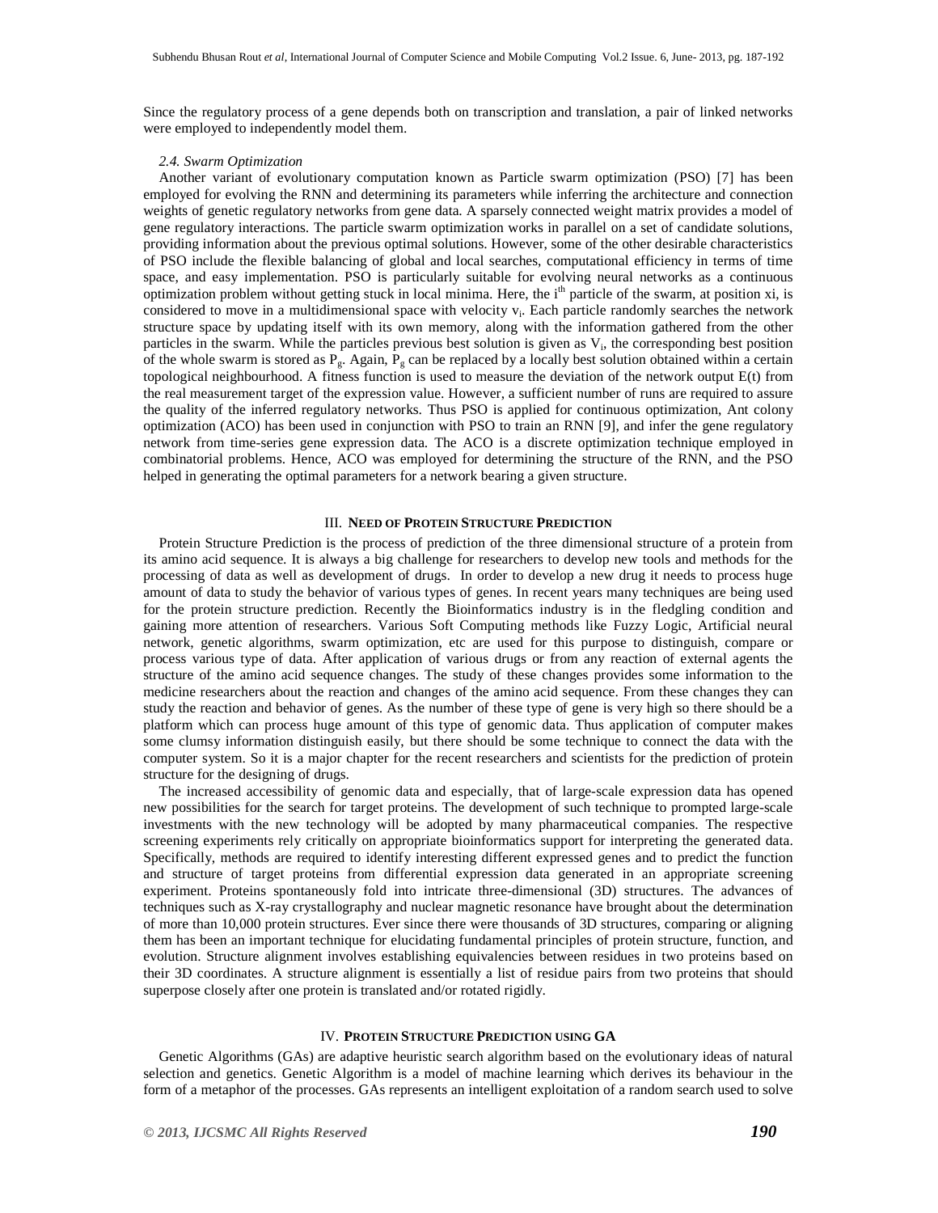Since the regulatory process of a gene depends both on transcription and translation, a pair of linked networks were employed to independently model them.

### *2.4. Swarm Optimization*

Another variant of evolutionary computation known as Particle swarm optimization (PSO) [7] has been employed for evolving the RNN and determining its parameters while inferring the architecture and connection weights of genetic regulatory networks from gene data. A sparsely connected weight matrix provides a model of gene regulatory interactions. The particle swarm optimization works in parallel on a set of candidate solutions, providing information about the previous optimal solutions. However, some of the other desirable characteristics of PSO include the flexible balancing of global and local searches, computational efficiency in terms of time space, and easy implementation. PSO is particularly suitable for evolving neural networks as a continuous optimization problem without getting stuck in local minima. Here, the $i^{th}$ particle of the swarm, at position xi, is considered to move in a multidimensional space with velocity $v_i$. Each particle randomly searches the network structure space by updating itself with its own memory, along with the information gathered from the other particles in the swarm. While the particles previous best solution is given as $V_i$, the corresponding best position of the whole swarm is stored as $P_g$. Again, $P_g$ can be replaced by a locally best solution obtained within a certain topological neighbourhood. A fitness function is used to measure the deviation of the network output E(t) from the real measurement target of the expression value. However, a sufficient number of runs are required to assure the quality of the inferred regulatory networks. Thus PSO is applied for continuous optimization, Ant colony optimization (ACO) has been used in conjunction with PSO to train an RNN [9], and infer the gene regulatory network from time-series gene expression data. The ACO is a discrete optimization technique employed in combinatorial problems. Hence, ACO was employed for determining the structure of the RNN, and the PSO helped in generating the optimal parameters for a network bearing a given structure.

## III. Need of Protein Structure Prediction

Protein Structure Prediction is the process of prediction of the three dimensional structure of a protein from its amino acid sequence. It is always a big challenge for researchers to develop new tools and methods for the processing of data as well as development of drugs. In order to develop a new drug it needs to process huge amount of data to study the behavior of various types of genes. In recent years many techniques are being used for the protein structure prediction. Recently the Bioinformatics industry is in the fledgling condition and gaining more attention of researchers. Various Soft Computing methods like Fuzzy Logic, Artificial neural network, genetic algorithms, swarm optimization, etc are used for this purpose to distinguish, compare or process various type of data. After application of various drugs or from any reaction of external agents the structure of the amino acid sequence changes. The study of these changes provides some information to the medicine researchers about the reaction and changes of the amino acid sequence. From these changes they can study the reaction and behavior of genes. As the number of these type of gene is very high so there should be a platform which can process huge amount of this type of genomic data. Thus application of computer makes some clumsy information distinguish easily, but there should be some technique to connect the data with the computer system. So it is a major chapter for the recent researchers and scientists for the prediction of protein structure for the designing of drugs.

The increased accessibility of genomic data and especially, that of large-scale expression data has opened new possibilities for the search for target proteins. The development of such technique to prompted large-scale investments with the new technology will be adopted by many pharmaceutical companies. The respective screening experiments rely critically on appropriate bioinformatics support for interpreting the generated data. Specifically, methods are required to identify interesting different expressed genes and to predict the function and structure of target proteins from differential expression data generated in an appropriate screening experiment. Proteins spontaneously fold into intricate three-dimensional (3D) structures. The advances of techniques such as X-ray crystallography and nuclear magnetic resonance have brought about the determination of more than 10,000 protein structures. Ever since there were thousands of 3D structures, comparing or aligning them has been an important technique for elucidating fundamental principles of protein structure, function, and evolution. Structure alignment involves establishing equivalencies between residues in two proteins based on their 3D coordinates. A structure alignment is essentially a list of residue pairs from two proteins that should superpose closely after one protein is translated and/or rotated rigidly.

## IV. Protein Structure Prediction using GA

Genetic Algorithms (GAs) are adaptive heuristic search algorithm based on the evolutionary ideas of natural selection and genetics. Genetic Algorithm is a model of machine learning which derives its behaviour in the form of a metaphor of the processes. GAs represents an intelligent exploitation of a random search used to solve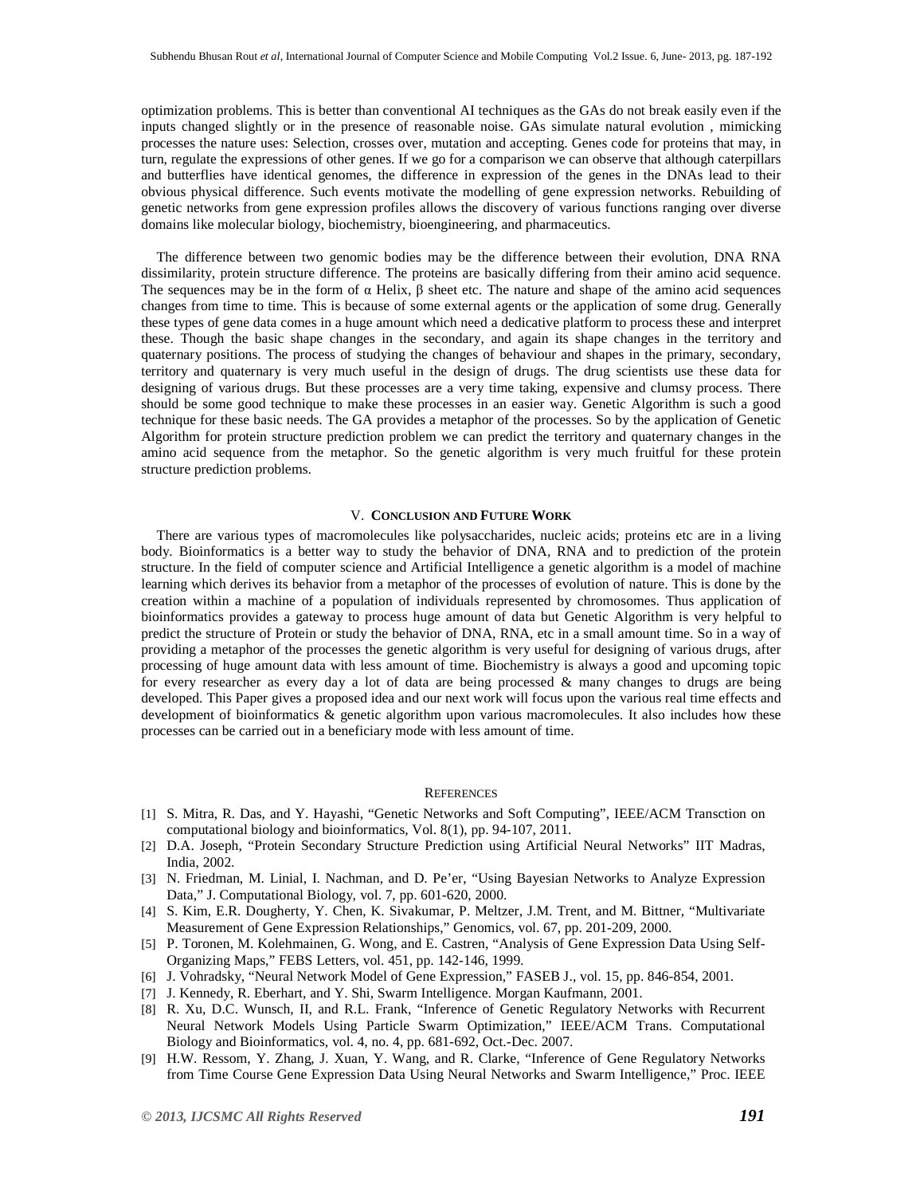optimization problems. This is better than conventional AI techniques as the GAs do not break easily even if the inputs changed slightly or in the presence of reasonable noise. GAs simulate natural evolution , mimicking processes the nature uses: Selection, crosses over, mutation and accepting. Genes code for proteins that may, in turn, regulate the expressions of other genes. If we go for a comparison we can observe that although caterpillars and butterflies have identical genomes, the difference in expression of the genes in the DNAs lead to their obvious physical difference. Such events motivate the modelling of gene expression networks. Rebuilding of genetic networks from gene expression profiles allows the discovery of various functions ranging over diverse domains like molecular biology, biochemistry, bioengineering, and pharmaceutics.

The difference between two genomic bodies may be the difference between their evolution, DNA RNA dissimilarity, protein structure difference. The proteins are basically differing from their amino acid sequence. The sequences may be in the form of α Helix, β sheet etc. The nature and shape of the amino acid sequences changes from time to time. This is because of some external agents or the application of some drug. Generally these types of gene data comes in a huge amount which need a dedicative platform to process these and interpret these. Though the basic shape changes in the secondary, and again its shape changes in the territory and quaternary positions. The process of studying the changes of behaviour and shapes in the primary, secondary, territory and quaternary is very much useful in the design of drugs. The drug scientists use these data for designing of various drugs. But these processes are a very time taking, expensive and clumsy process. There should be some good technique to make these processes in an easier way. Genetic Algorithm is such a good technique for these basic needs. The GA provides a metaphor of the processes. So by the application of Genetic Algorithm for protein structure prediction problem we can predict the territory and quaternary changes in the amino acid sequence from the metaphor. So the genetic algorithm is very much fruitful for these protein structure prediction problems.

## V. Conclusion and Future Work

There are various types of macromolecules like polysaccharides, nucleic acids; proteins etc are in a living body. Bioinformatics is a better way to study the behavior of DNA, RNA and to prediction of the protein structure. In the field of computer science and Artificial Intelligence a genetic algorithm is a model of machine learning which derives its behavior from a metaphor of the processes of evolution of nature. This is done by the creation within a machine of a population of individuals represented by chromosomes. Thus application of bioinformatics provides a gateway to process huge amount of data but Genetic Algorithm is very helpful to predict the structure of Protein or study the behavior of DNA, RNA, etc in a small amount time. So in a way of providing a metaphor of the processes the genetic algorithm is very useful for designing of various drugs, after processing of huge amount data with less amount of time. Biochemistry is always a good and upcoming topic for every researcher as every day a lot of data are being processed & many changes to drugs are being developed. This Paper gives a proposed idea and our next work will focus upon the various real time effects and development of bioinformatics & genetic algorithm upon various macromolecules. It also includes how these processes can be carried out in a beneficiary mode with less amount of time.

## References

[1] S. Mitra, R. Das, and Y. Hayashi, "Genetic Networks and Soft Computing", IEEE/ACM Transction on computational biology and bioinformatics, Vol. 8(1), pp. 94-107, 2011.

[2] D.A. Joseph, "Protein Secondary Structure Prediction using Artificial Neural Networks" IIT Madras, India, 2002.

[3] N. Friedman, M. Linial, I. Nachman, and D. Pe'er, "Using Bayesian Networks to Analyze Expression Data," J. Computational Biology, vol. 7, pp. 601-620, 2000.

[4] S. Kim, E.R. Dougherty, Y. Chen, K. Sivakumar, P. Meltzer, J.M. Trent, and M. Bittner, "Multivariate Measurement of Gene Expression Relationships," Genomics, vol. 67, pp. 201-209, 2000.

[5] P. Toronen, M. Kolehmainen, G. Wong, and E. Castren, "Analysis of Gene Expression Data Using Self-Organizing Maps," FEBS Letters, vol. 451, pp. 142-146, 1999.

[6] J. Vohradsky, "Neural Network Model of Gene Expression," FASEB J., vol. 15, pp. 846-854, 2001.

[7] J. Kennedy, R. Eberhart, and Y. Shi, Swarm Intelligence. Morgan Kaufmann, 2001.

[8] R. Xu, D.C. Wunsch, II, and R.L. Frank, "Inference of Genetic Regulatory Networks with Recurrent Neural Network Models Using Particle Swarm Optimization," IEEE/ACM Trans. Computational Biology and Bioinformatics, vol. 4, no. 4, pp. 681-692, Oct.-Dec. 2007.

[9] H.W. Ressom, Y. Zhang, J. Xuan, Y. Wang, and R. Clarke, "Inference of Gene Regulatory Networks from Time Course Gene Expression Data Using Neural Networks and Swarm Intelligence," Proc. IEEE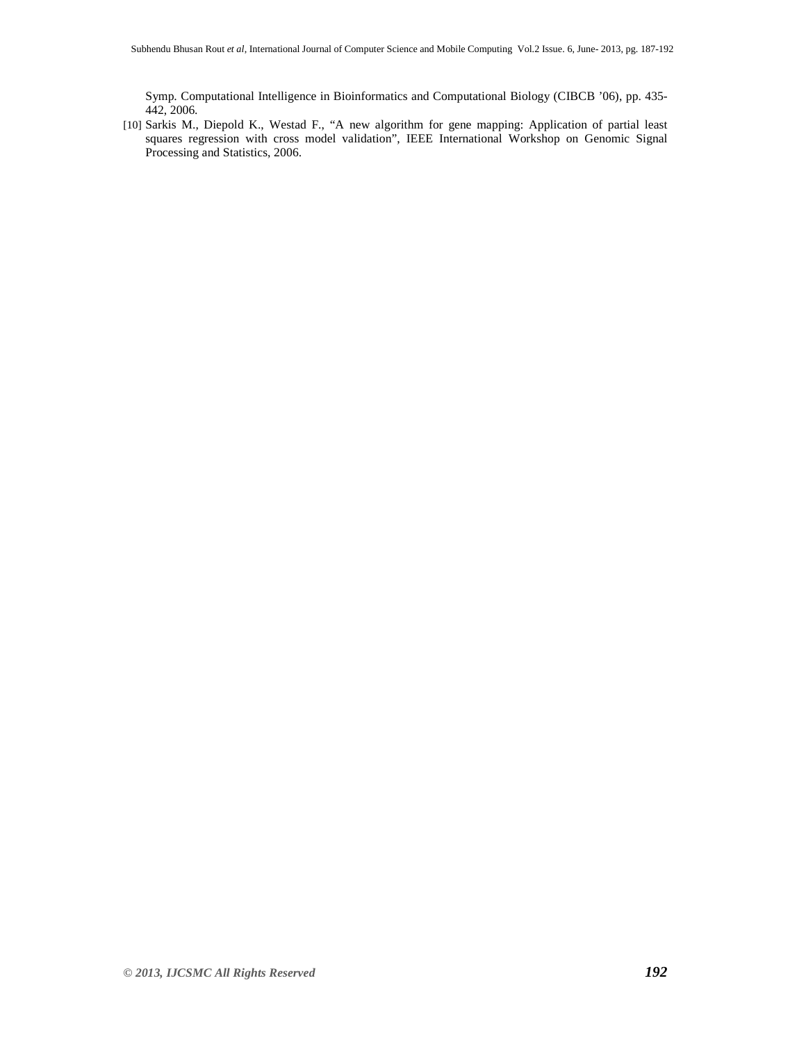Symp. Computational Intelligence in Bioinformatics and Computational Biology (CIBCB '06), pp. 435-442, 2006.

[10] Sarkis M., Diepold K., Westad F., "A new algorithm for gene mapping: Application of partial least squares regression with cross model validation", IEEE International Workshop on Genomic Signal Processing and Statistics, 2006.